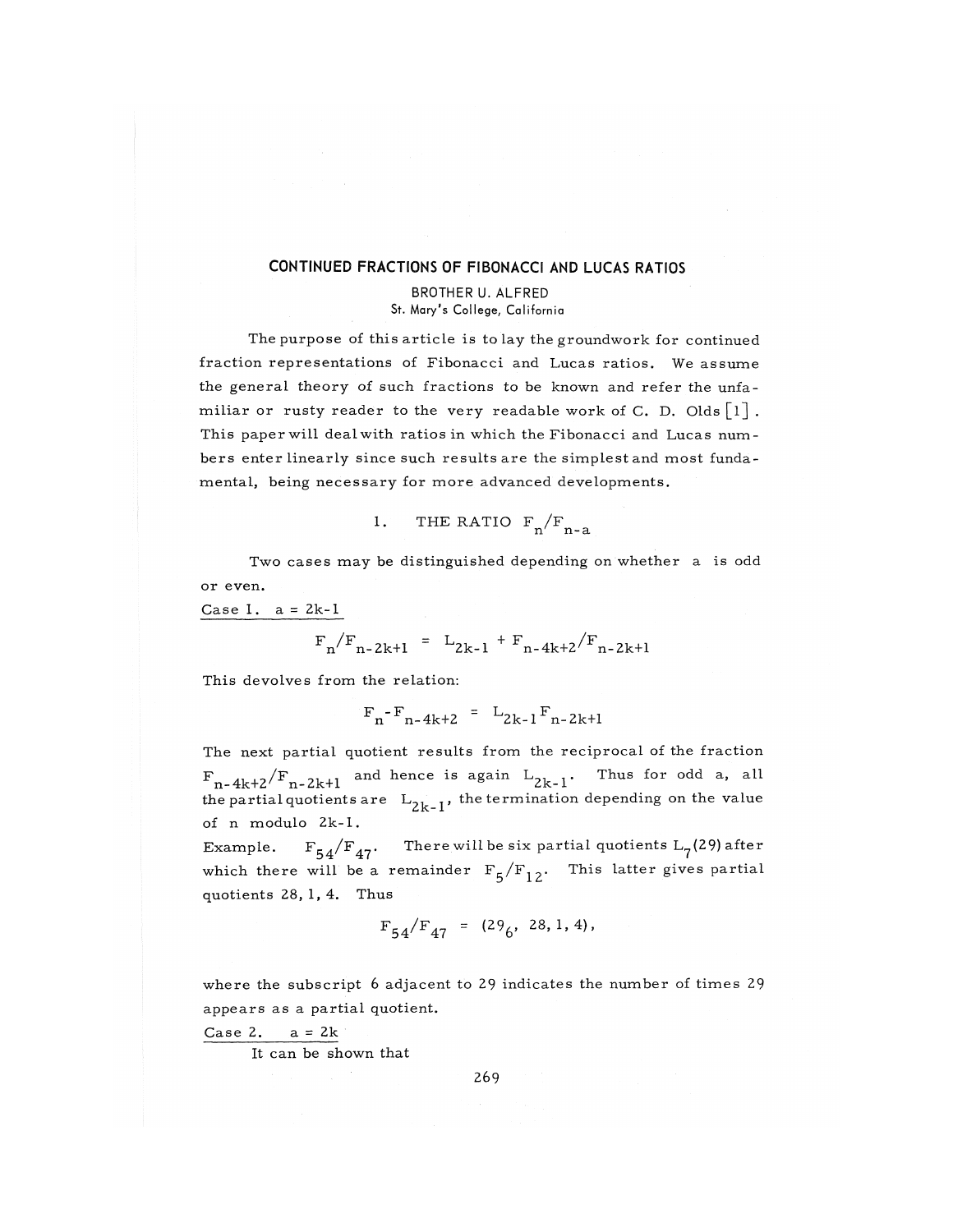# CONTINUED FRACTIONS OF FIBONACCI AND LUCAS RATIOS

BROTHER U. ALFRED
St. Mary's College, California

The purpose of this article is to lay the groundwork for continued fraction representations of Fibonacci and Lucas ratios. We assume the general theory of such fractions to be known and refer the unfamiliar or rusty reader to the very readable work of C. D. Olds [1]. This paper will deal with ratios in which the Fibonacci and Lucas numbers enter linearly since such results are the simplest and most fundamental, being necessary for more advanced developments.

## 1. THE RATIO $F_n/F_{n-a}$

Two cases may be distinguished depending on whether a is odd or even.

Case 1. $a = 2k-1$

$$F_n/F_{n-2k+1} = L_{2k-1} + F_{n-4k+2}/F_{n-2k+1}$$

This devolves from the relation:

$$F_n - F_{n-4k+2} = L_{2k-1}F_{n-2k+1}$$

The next partial quotient results from the reciprocal of the fraction $F_{n-4k+2}/F_{n-2k+1}$ and hence is again $L_{2k-1}$. Thus for odd a, all the partial quotients are $L_{2k-1}$, the termination depending on the value of n modulo 2k-1.

Example. $F_{54}/F_{47}$. There will be six partial quotients $L_7(29)$ after which there will be a remainder $F_5/F_{12}$. This latter gives partial quotients 28, 1, 4. Thus

$$F_{54}/F_{47} = (29_6, \ 28, 1, 4),$$

where the subscript 6 adjacent to 29 indicates the number of times 29 appears as a partial quotient.

Case 2. $a = 2k$

It can be shown that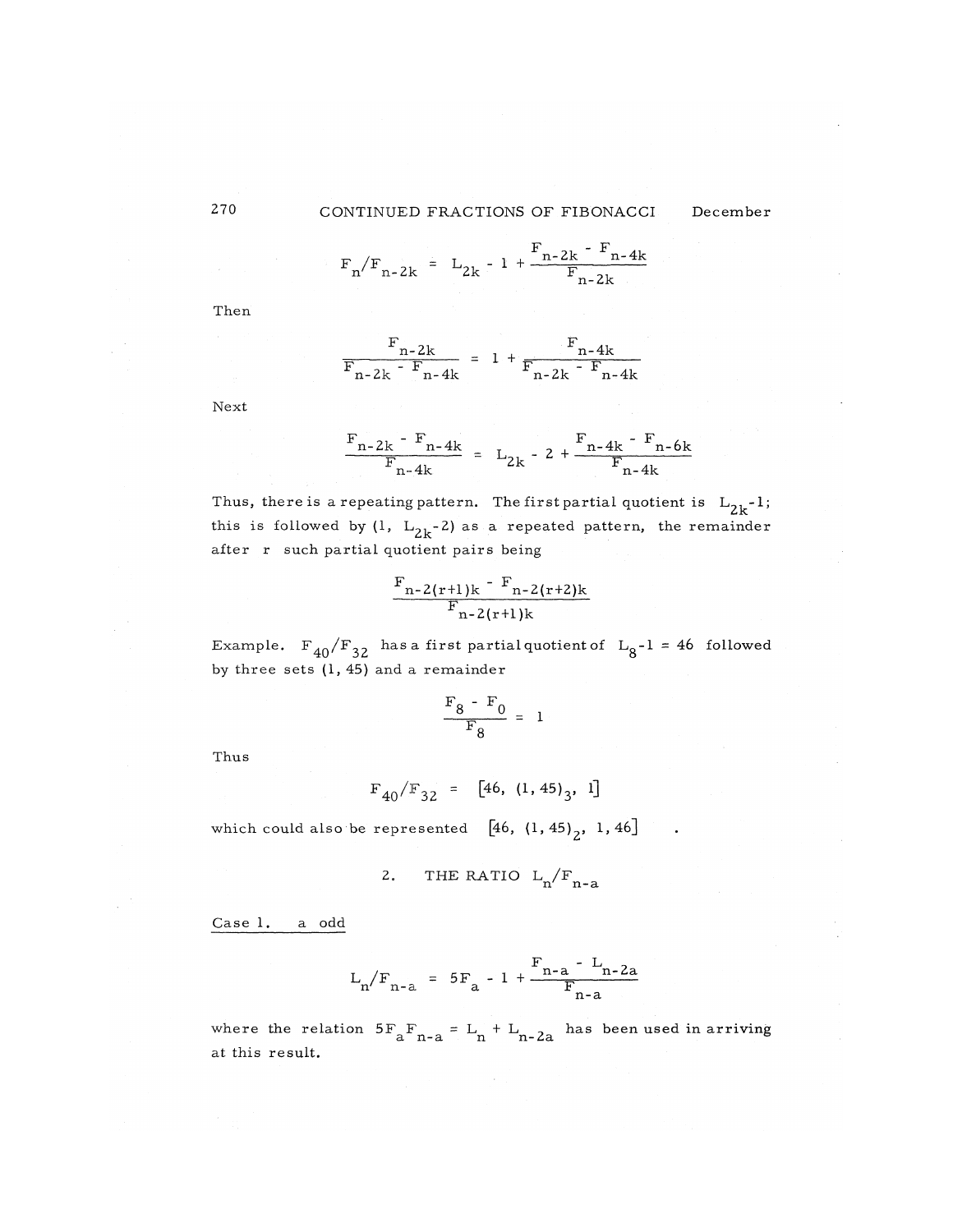$$F_n/F_{n-2k} = L_{2k} - 1 + \frac{F_{n-2k} - F_{n-4k}}{F_{n-2k}}$$

Then

$$\frac{F_{n-2k}}{F_{n-2k} - F_{n-4k}} = 1 + \frac{F_{n-4k}}{F_{n-2k} - F_{n-4k}}$$

Next

$$\frac{F_{n-2k} - F_{n-4k}}{F_{n-4k}} = L_{2k} - 2 + \frac{F_{n-4k} - F_{n-6k}}{F_{n-4k}}$$

Thus, there is a repeating pattern. The first partial quotient is $L_{2k}-1$; this is followed by $(1, L_{2k}-2)$ as a repeated pattern, the remainder after $r$ such partial quotient pairs being

$$\frac{F_{n-2(r+1)k} - F_{n-2(r+2)k}}{F_{n-2(r+1)k}}$$

Example. $F_{40}/F_{32}$ has a first partial quotient of $L_8 - 1 = 46$ followed by three sets $(1, 45)$ and a remainder

$$\frac{F_8 - F_0}{F_8} = 1$$

Thus

$$F_{40}/F_{32} = [46, (1, 45)_3, 1]$$

which could also be represented $[46, (1, 45)_2, 1, 46]$ .

## 2. THE RATIO $L_n/F_{n-a}$

Case 1. a odd

$$L_n/F_{n-a} = 5F_a - 1 + \frac{F_{n-a} - L_{n-2a}}{F_{n-a}}$$

where the relation $5F_aF_{n-a} = L_n + L_{n-2a}$ has been used in arriving at this result.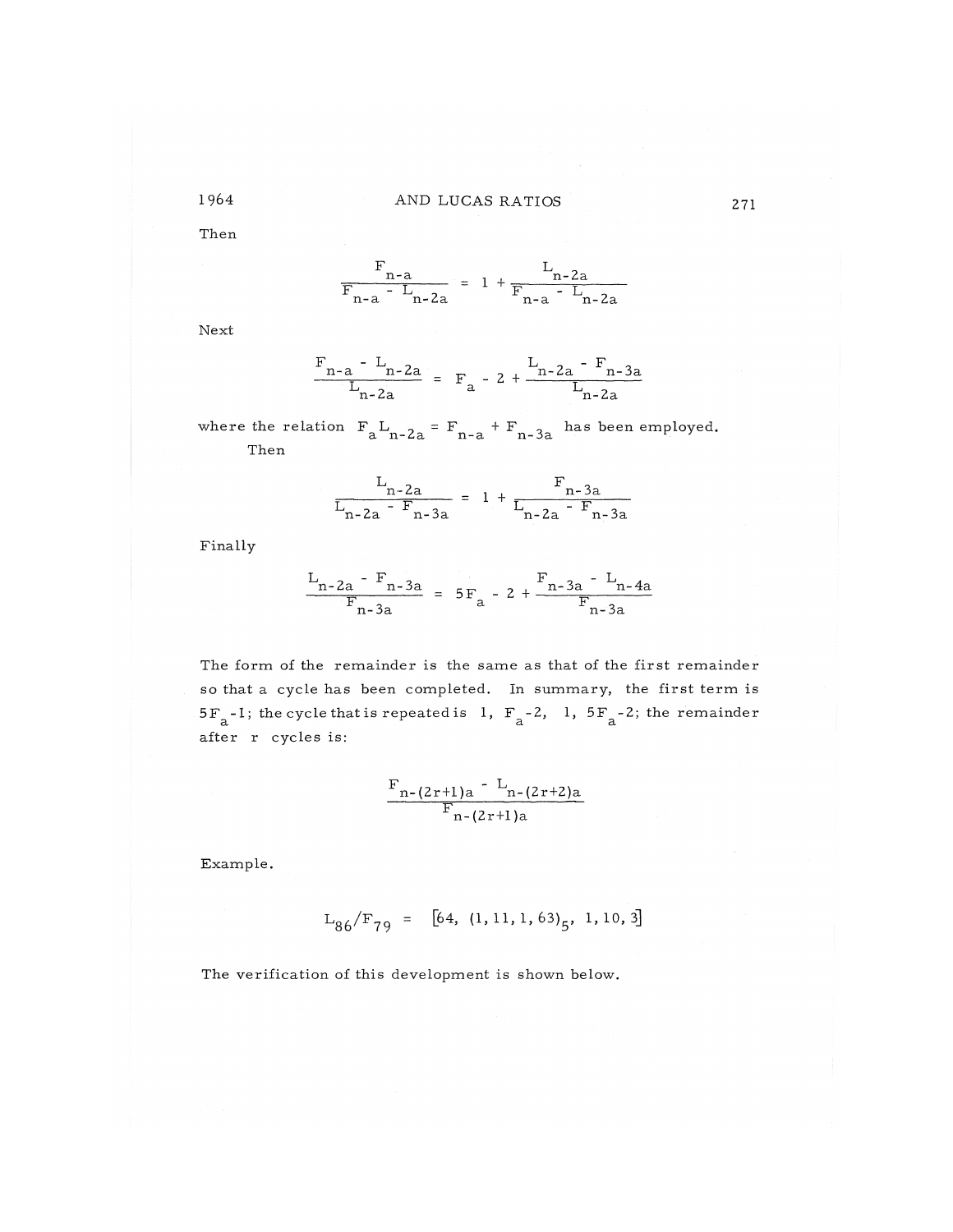Then

$$\frac{F_{n-a}}{F_{n-a} - L_{n-2a}} = 1 + \frac{L_{n-2a}}{F_{n-a} - L_{n-2a}}$$

Next

$$\frac{F_{n-a} - L_{n-2a}}{L_{n-2a}} = F_a - 2 + \frac{L_{n-2a} - F_{n-3a}}{L_{n-2a}}$$

where the relation $F_a L_{n-2a} = F_{n-a} + F_{n-3a}$ has been employed.

Then

$$\frac{L_{n-2a}}{L_{n-2a} - F_{n-3a}} = 1 + \frac{F_{n-3a}}{L_{n-2a} - F_{n-3a}}$$

Finally

$$\frac{L_{n-2a} - F_{n-3a}}{F_{n-3a}} = 5F_a - 2 + \frac{F_{n-3a} - L_{n-4a}}{F_{n-3a}}$$

The form of the remainder is the same as that of the first remainder so that a cycle has been completed. In summary, the first term is $5F_a - 1$; the cycle that is repeated is $1,\ F_a - 2,\ 1,\ 5F_a - 2$; the remainder after $r$ cycles is:

$$\frac{F_{n-(2r+1)a} - L_{n-(2r+2)a}}{F_{n-(2r+1)a}}$$

Example.

$$L_{86}/F_{79} = [64,\ (1, 11, 1, 63)_5,\ 1, 10, 3]$$

The verification of this development is shown below.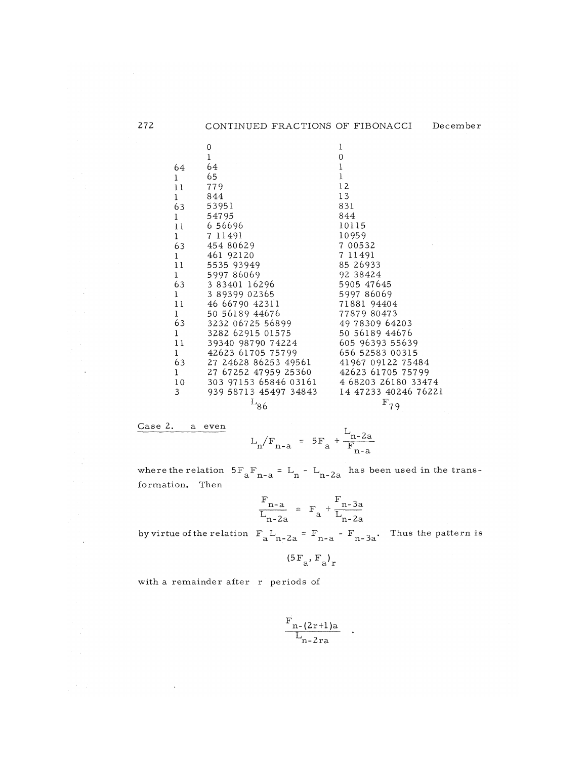| | | |
|---|---|---|
| | 0 | 1 |
| | 1 | 0 |
| 64 | 64 | 1 |
| 1 | 65 | 1 |
| 11 | 779 | 12 |
| 1 | 844 | 13 |
| 63 | 53951 | 831 |
| 1 | 54795 | 844 |
| 11 | 6 56696 | 10115 |
| 1 | 7 11491 | 10959 |
| 63 | 454 80629 | 7 00532 |
| 1 | 461 92120 | 7 11491 |
| 11 | 5535 93949 | 85 26933 |
| 1 | 5997 86069 | 92 38424 |
| 63 | 3 83401 16296 | 5905 47645 |
| 1 | 3 89399 02365 | 5997 86069 |
| 11 | 46 66790 42311 | 71881 94404 |
| 1 | 50 56189 44676 | 77879 80473 |
| 63 | 3232 06725 56899 | 49 78309 64203 |
| 1 | 3282 62915 01575 | 50 56189 44676 |
| 11 | 39340 98790 74224 | 605 96393 55639 |
| 1 | 42623 61705 75799 | 656 52583 00315 |
| 63 | 27 24628 86253 49561 | 41967 09122 75484 |
| 1 | 27 67252 47959 25360 | 42623 61705 75799 |
| 10 | 303 97153 65846 03161 | 4 68203 26180 33474 |
| 3 | 939 58713 45497 34843 | 14 47233 40246 76221 |
| | $L_{86}$ | $F_{79}$ |

Case 2. a even

$$L_n/F_{n-a} = 5F_a + \frac{L_{n-2a}}{F_{n-a}}$$

where the relation $5F_aF_{n-a} = L_n - L_{n-2a}$ has been used in the transformation. Then

$$\frac{F_{n-a}}{L_{n-2a}} = F_a + \frac{F_{n-3a}}{L_{n-2a}}$$

by virtue of the relation $F_aL_{n-2a} = F_{n-a} - F_{n-3a}$. Thus the pattern is

$$(5F_a, F_a)_r$$

with a remainder after r periods of

$$\frac{F_{n-(2r+1)a}}{L_{n-2ra}} .$$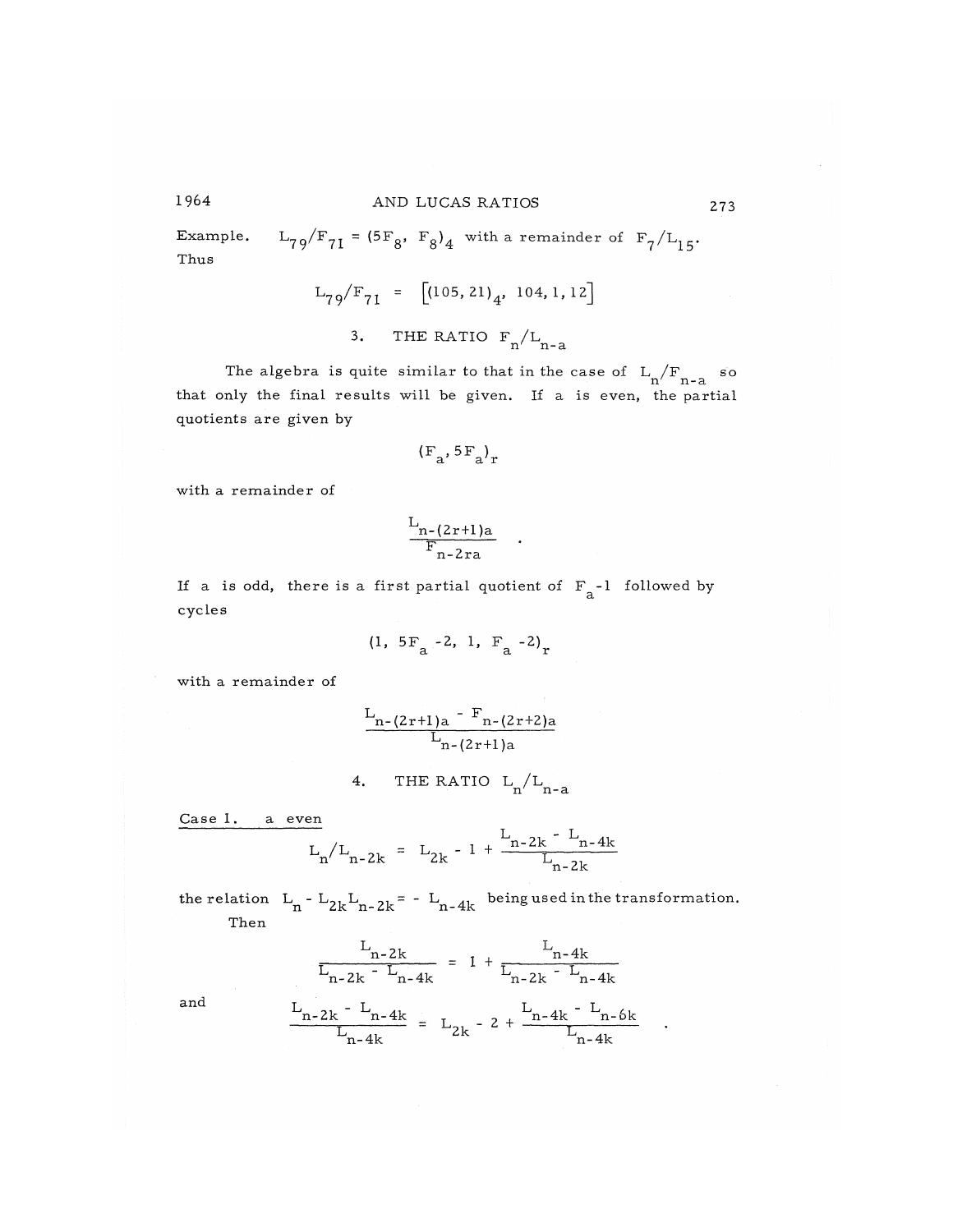Example. $L_{79}/F_{71} = (5F_8, F_8)_4$ with a remainder of $F_7/L_{15}$. Thus

$$L_{79}/F_{71} = \left[(105, 21)_4, 104, 1, 12\right]$$

## 3. THE RATIO $F_n/L_{n-a}$

The algebra is quite similar to that in the case of $L_n/F_{n-a}$ so that only the final results will be given. If a is even, the partial quotients are given by

$$(F_a, 5F_a)_r$$

with a remainder of

$$\frac{L_{n-(2r+1)a}}{F_{n-2ra}} \quad .$$

If a is odd, there is a first partial quotient of $F_a - 1$ followed by cycles

$$(1, 5F_a - 2, 1, F_a - 2)_r$$

with a remainder of

$$\frac{L_{n-(2r+1)a} - F_{n-(2r+2)a}}{L_{n-(2r+1)a}}$$

## 4. THE RATIO $L_n/L_{n-a}$

Case 1. a even

$$L_n/L_{n-2k} = L_{2k} - 1 + \frac{L_{n-2k} - L_{n-4k}}{L_{n-2k}}$$

the relation $L_n - L_{2k}L_{n-2k} = - L_{n-4k}$ being used in the transformation.

Then

$$\frac{L_{n-2k}}{L_{n-2k} - L_{n-4k}} = 1 + \frac{L_{n-4k}}{L_{n-2k} - L_{n-4k}}$$

and

$$\frac{L_{n-2k} - L_{n-4k}}{L_{n-4k}} = L_{2k} - 2 + \frac{L_{n-4k} - L_{n-6k}}{L_{n-4k}} \quad .$$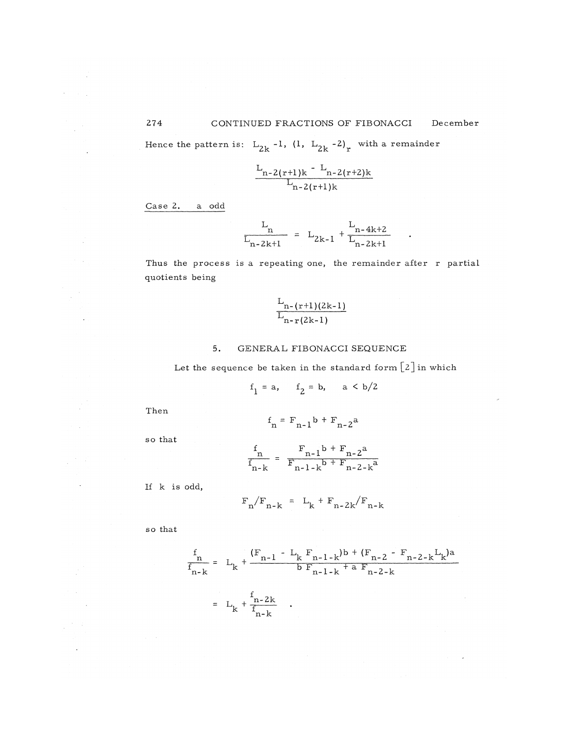Hence the pattern is: $L_{2k} - 1$, $(1, L_{2k} - 2)_r$ with a remainder

$$\frac{L_{n-2(r+1)k} - L_{n-2(r+2)k}}{L_{n-2(r+1)k}}$$

Case 2. a odd

$$\frac{L_n}{L_{n-2k+1}} = L_{2k-1} + \frac{L_{n-4k+2}}{L_{n-2k+1}} .$$

Thus the process is a repeating one, the remainder after r partial quotients being

$$\frac{L_{n-(r+1)(2k-1)}}{L_{n-r(2k-1)}}$$

## 5. GENERAL FIBONACCI SEQUENCE

Let the sequence be taken in the standard form [2] in which

$$f_1 = a, \quad f_2 = b, \quad a < b/2$$

Then

$$f_n = F_{n-1}b + F_{n-2}a$$

so that

$$\frac{f_n}{f_{n-k}} = \frac{F_{n-1}b + F_{n-2}a}{F_{n-1-k}b + F_{n-2-k}a}$$

If k is odd,

$$F_n/F_{n-k} = L_k + F_{n-2k}/F_{n-k}$$

so that

$$\frac{f_n}{f_{n-k}} = L_k + \frac{(F_{n-1} - L_k F_{n-1-k})b + (F_{n-2} - F_{n-2-k}L_k)a}{b F_{n-1-k} + a F_{n-2-k}}$$

$$= L_k + \frac{f_{n-2k}}{f_{n-k}} .$$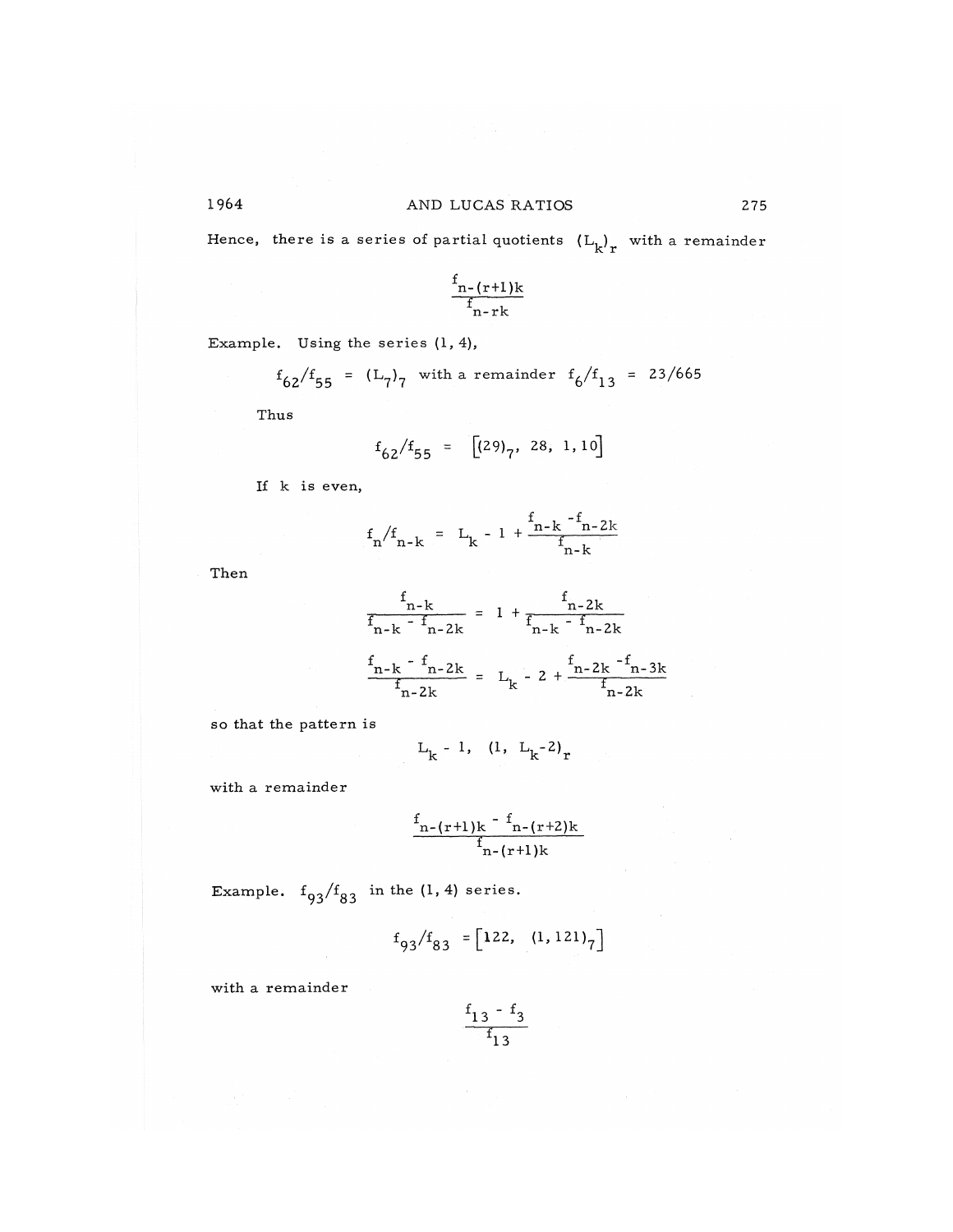Hence, there is a series of partial quotients $(L_k)_r$ with a remainder

$$\frac{f_{n-(r+1)k}}{f_{n-rk}}$$

Example. Using the series (1, 4),

$$f_{62}/f_{55} = (L_7)_7 \text{ with a remainder } f_6/f_{13} = 23/665$$

Thus

$$f_{62}/f_{55} = \left[(29)_7,\ 28,\ 1, 10\right]$$

If k is even,

$$f_n/f_{n-k} = L_k - 1 + \frac{f_{n-k} - f_{n-2k}}{f_{n-k}}$$

Then

$$\frac{f_{n-k}}{f_{n-k} - f_{n-2k}} = 1 + \frac{f_{n-2k}}{f_{n-k} - f_{n-2k}}$$

$$\frac{f_{n-k} - f_{n-2k}}{f_{n-2k}} = L_k - 2 + \frac{f_{n-2k} - f_{n-3k}}{f_{n-2k}}$$

so that the pattern is

$$L_k - 1,\ (1,\ L_k - 2)_r$$

with a remainder

$$\frac{f_{n-(r+1)k} - f_{n-(r+2)k}}{f_{n-(r+1)k}}$$

Example. $f_{93}/f_{83}$ in the (1, 4) series.

$$f_{93}/f_{83} = \left[122,\ (1, 121)_7\right]$$

with a remainder

$$\frac{f_{13} - f_3}{f_{13}}$$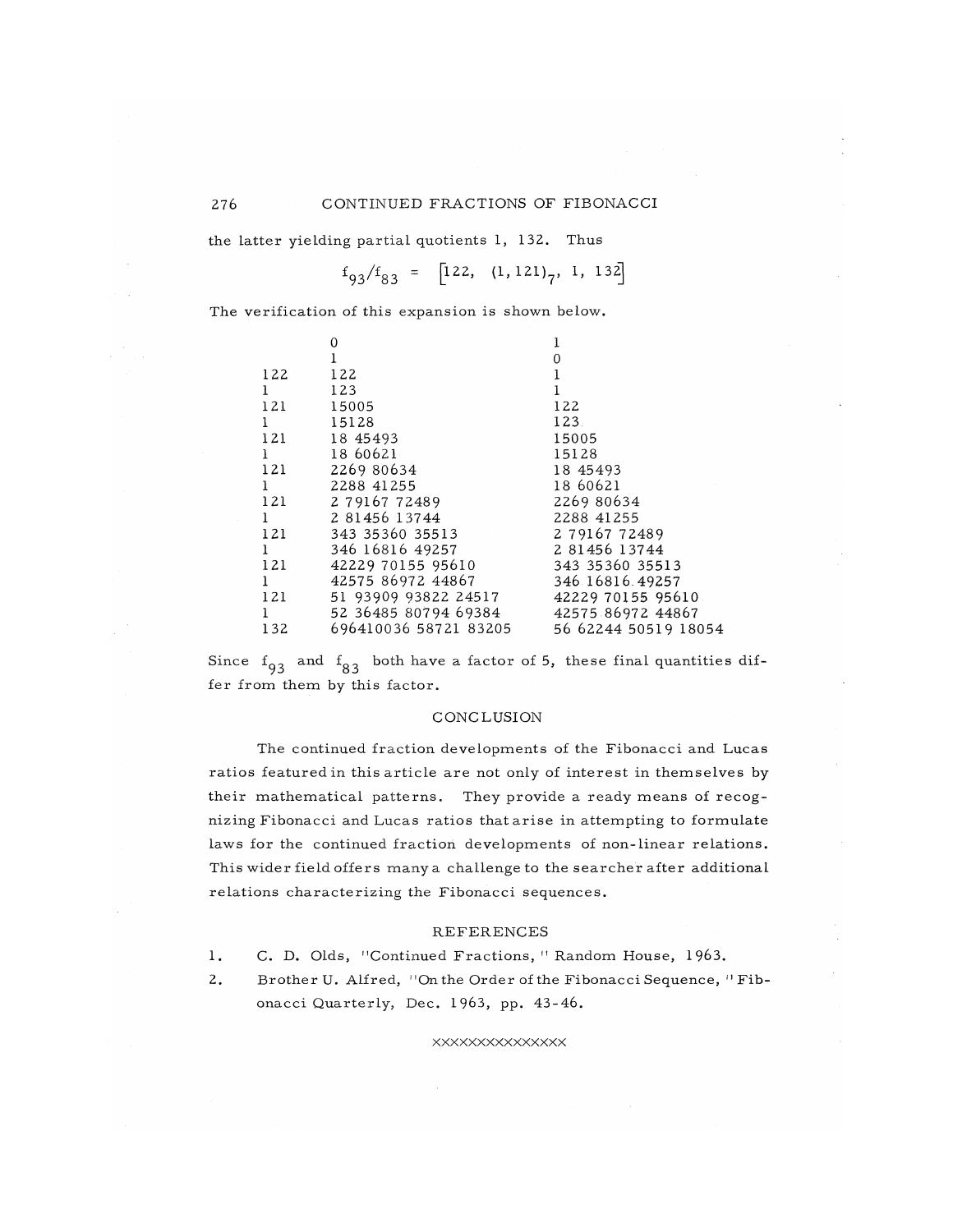the latter yielding partial quotients 1, 132. Thus

$$f_{93}/f_{83} = \left[122, \ (1, 121)_7, \ 1, \ 132\right]$$

The verification of this expansion is shown below.

| | | |
|---|---|---|
| | 0 | 1 |
| | 1 | 0 |
| 122 | 122 | 1 |
| 1 | 123 | 1 |
| 121 | 15005 | 122 |
| 1 | 15128 | 123 |
| 121 | 18 45493 | 15005 |
| 1 | 18 60621 | 15128 |
| 121 | 2269 80634 | 18 45493 |
| 1 | 2288 41255 | 18 60621 |
| 121 | 2 79167 72489 | 2269 80634 |
| 1 | 2 81456 13744 | 2288 41255 |
| 121 | 343 35360 35513 | 2 79167 72489 |
| 1 | 346 16816 49257 | 2 81456 13744 |
| 121 | 42229 70155 95610 | 343 35360 35513 |
| 1 | 42575 86972 44867 | 346 16816 49257 |
| 121 | 51 93909 93822 24517 | 42229 70155 95610 |
| 1 | 52 36485 80794 69384 | 42575 86972 44867 |
| 132 | 696410036 58721 83205 | 56 62244 50519 18054 |

Since $f_{93}$ and $f_{83}$ both have a factor of 5, these final quantities differ from them by this factor.

## CONCLUSION

The continued fraction developments of the Fibonacci and Lucas ratios featured in this article are not only of interest in themselves by their mathematical patterns. They provide a ready means of recognizing Fibonacci and Lucas ratios that arise in attempting to formulate laws for the continued fraction developments of non-linear relations. This wider field offers many a challenge to the searcher after additional relations characterizing the Fibonacci sequences.

## REFERENCES

1. C. D. Olds, "Continued Fractions," Random House, 1963.
2. Brother U. Alfred, "On the Order of the Fibonacci Sequence," Fibonacci Quarterly, Dec. 1963, pp. 43-46.

xxxxxxxxxxxxxx